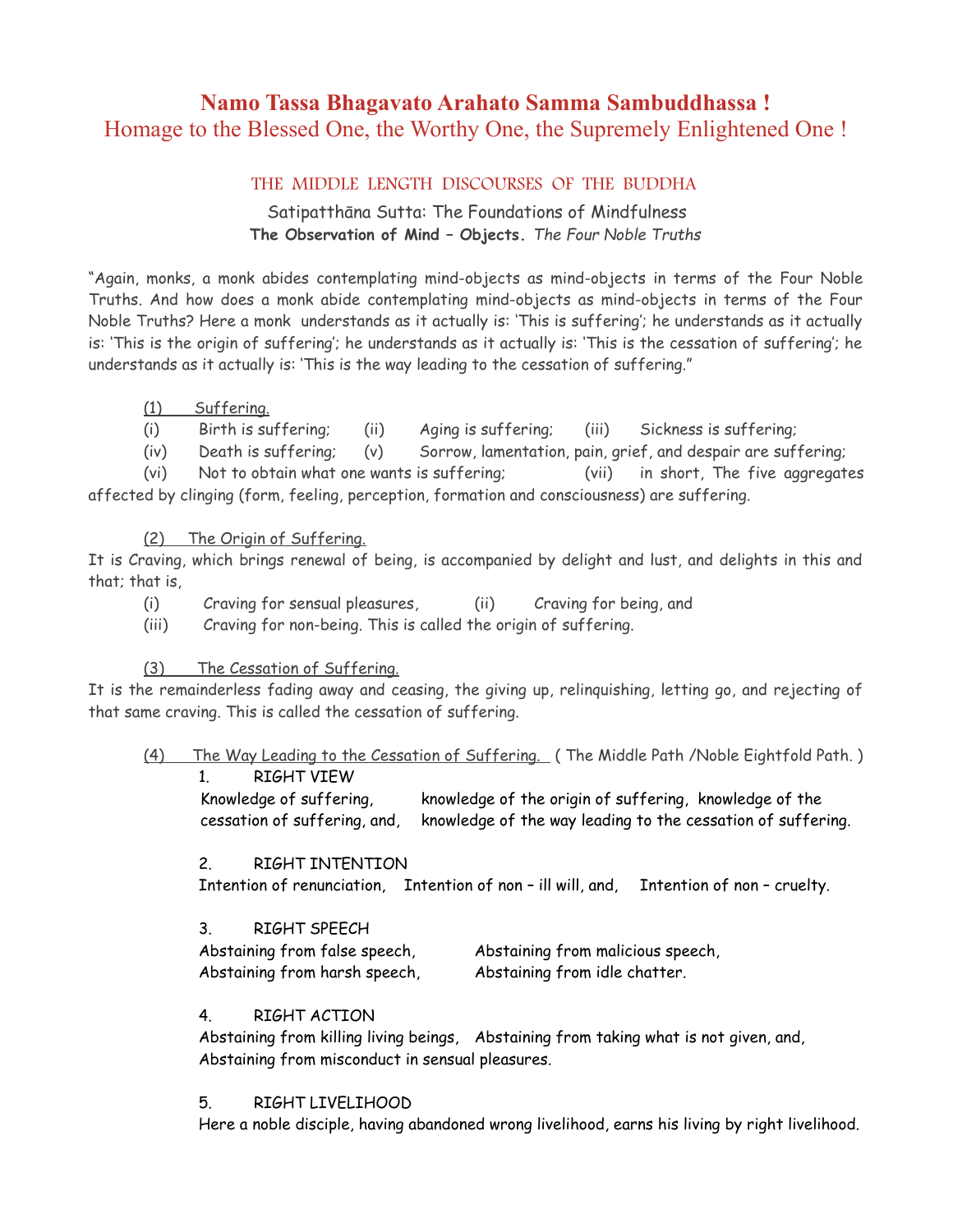# Namo Tassa Bhagavato Arahato Samma Sambuddhassa !

## Homage to the Blessed One, the Worthy One, the Supremely Enlightened One !

### THE MIDDLE LENGTH DISCOURSES OF THE BUDDHA

Satipatthāna Sutta: The Foundations of Mindfulness

**The Observation of Mind – Objects.** *The Four Noble Truths*

"Again, monks, a monk abides contemplating mind-objects as mind-objects in terms of the Four Noble Truths. And how does a monk abide contemplating mind-objects as mind-objects in terms of the Four Noble Truths? Here a monk understands as it actually is: 'This is suffering'; he understands as it actually is: 'This is the origin of suffering'; he understands as it actually is: 'This is the cessation of suffering'; he understands as it actually is: 'This is the way leading to the cessation of suffering."

<u>(1) Suffering.</u>

(i) Birth is suffering; (ii) Aging is suffering; (iii) Sickness is suffering;
(iv) Death is suffering; (v) Sorrow, lamentation, pain, grief, and despair are suffering;
(vi) Not to obtain what one wants is suffering; (vii) in short, The five aggregates affected by clinging (form, feeling, perception, formation and consciousness) are suffering.

<u>(2) The Origin of Suffering.</u>

It is Craving, which brings renewal of being, is accompanied by delight and lust, and delights in this and that; that is,

(i) Craving for sensual pleasures, (ii) Craving for being, and
(iii) Craving for non-being. This is called the origin of suffering.

<u>(3) The Cessation of Suffering.</u>

It is the remainderless fading away and ceasing, the giving up, relinquishing, letting go, and rejecting of that same craving. This is called the cessation of suffering.

<u>(4) The Way Leading to the Cessation of Suffering.</u> ( The Middle Path /Noble Eightfold Path. )

1. RIGHT VIEW

Knowledge of suffering, knowledge of the origin of suffering, knowledge of the cessation of suffering, and, knowledge of the way leading to the cessation of suffering.

2. RIGHT INTENTION

Intention of renunciation, Intention of non – ill will, and, Intention of non – cruelty.

3. RIGHT SPEECH

Abstaining from false speech, Abstaining from malicious speech,
Abstaining from harsh speech, Abstaining from idle chatter.

4. RIGHT ACTION

Abstaining from killing living beings, Abstaining from taking what is not given, and,
Abstaining from misconduct in sensual pleasures.

5. RIGHT LIVELIHOOD

Here a noble disciple, having abandoned wrong livelihood, earns his living by right livelihood.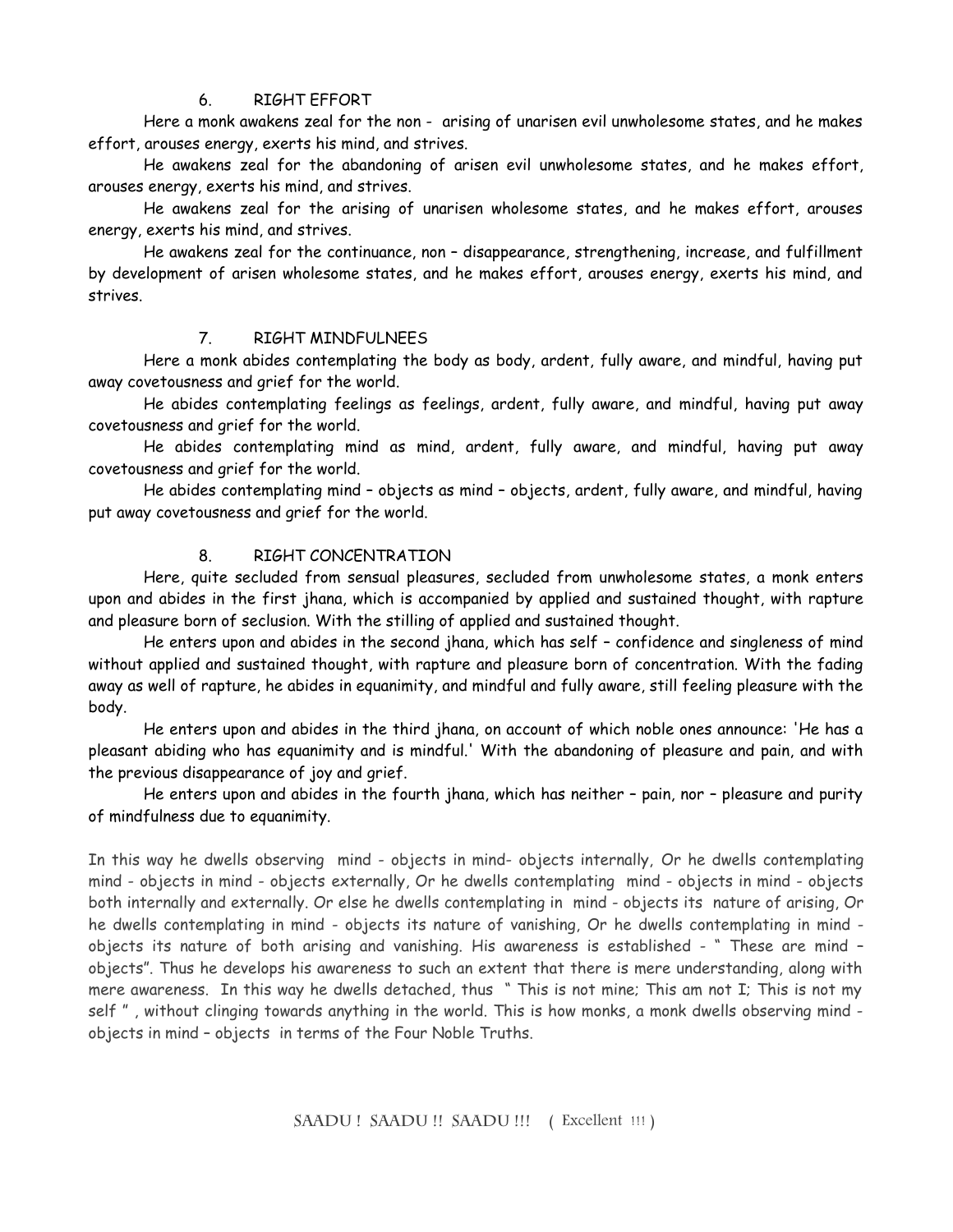### 6. RIGHT EFFORT

Here a monk awakens zeal for the non - arising of unarisen evil unwholesome states, and he makes effort, arouses energy, exerts his mind, and strives.

He awakens zeal for the abandoning of arisen evil unwholesome states, and he makes effort, arouses energy, exerts his mind, and strives.

He awakens zeal for the arising of unarisen wholesome states, and he makes effort, arouses energy, exerts his mind, and strives.

He awakens zeal for the continuance, non – disappearance, strengthening, increase, and fulfillment by development of arisen wholesome states, and he makes effort, arouses energy, exerts his mind, and strives.

### 7. RIGHT MINDFULNEES

Here a monk abides contemplating the body as body, ardent, fully aware, and mindful, having put away covetousness and grief for the world.

He abides contemplating feelings as feelings, ardent, fully aware, and mindful, having put away covetousness and grief for the world.

He abides contemplating mind as mind, ardent, fully aware, and mindful, having put away covetousness and grief for the world.

He abides contemplating mind – objects as mind – objects, ardent, fully aware, and mindful, having put away covetousness and grief for the world.

### 8. RIGHT CONCENTRATION

Here, quite secluded from sensual pleasures, secluded from unwholesome states, a monk enters upon and abides in the first jhana, which is accompanied by applied and sustained thought, with rapture and pleasure born of seclusion. With the stilling of applied and sustained thought.

He enters upon and abides in the second jhana, which has self – confidence and singleness of mind without applied and sustained thought, with rapture and pleasure born of concentration. With the fading away as well of rapture, he abides in equanimity, and mindful and fully aware, still feeling pleasure with the body.

He enters upon and abides in the third jhana, on account of which noble ones announce: 'He has a pleasant abiding who has equanimity and is mindful.' With the abandoning of pleasure and pain, and with the previous disappearance of joy and grief.

He enters upon and abides in the fourth jhana, which has neither – pain, nor – pleasure and purity of mindfulness due to equanimity.

In this way he dwells observing mind - objects in mind- objects internally, Or he dwells contemplating mind - objects in mind - objects externally, Or he dwells contemplating mind - objects in mind - objects both internally and externally. Or else he dwells contemplating in mind - objects its nature of arising, Or he dwells contemplating in mind - objects its nature of vanishing, Or he dwells contemplating in mind - objects its nature of both arising and vanishing. His awareness is established - " These are mind – objects". Thus he develops his awareness to such an extent that there is mere understanding, along with mere awareness. In this way he dwells detached, thus " This is not mine; This am not I; This is not my self " , without clinging towards anything in the world. This is how monks, a monk dwells observing mind - objects in mind – objects in terms of the Four Noble Truths.

SAADU ! SAADU !! SAADU !!! ( Excellent !!! )